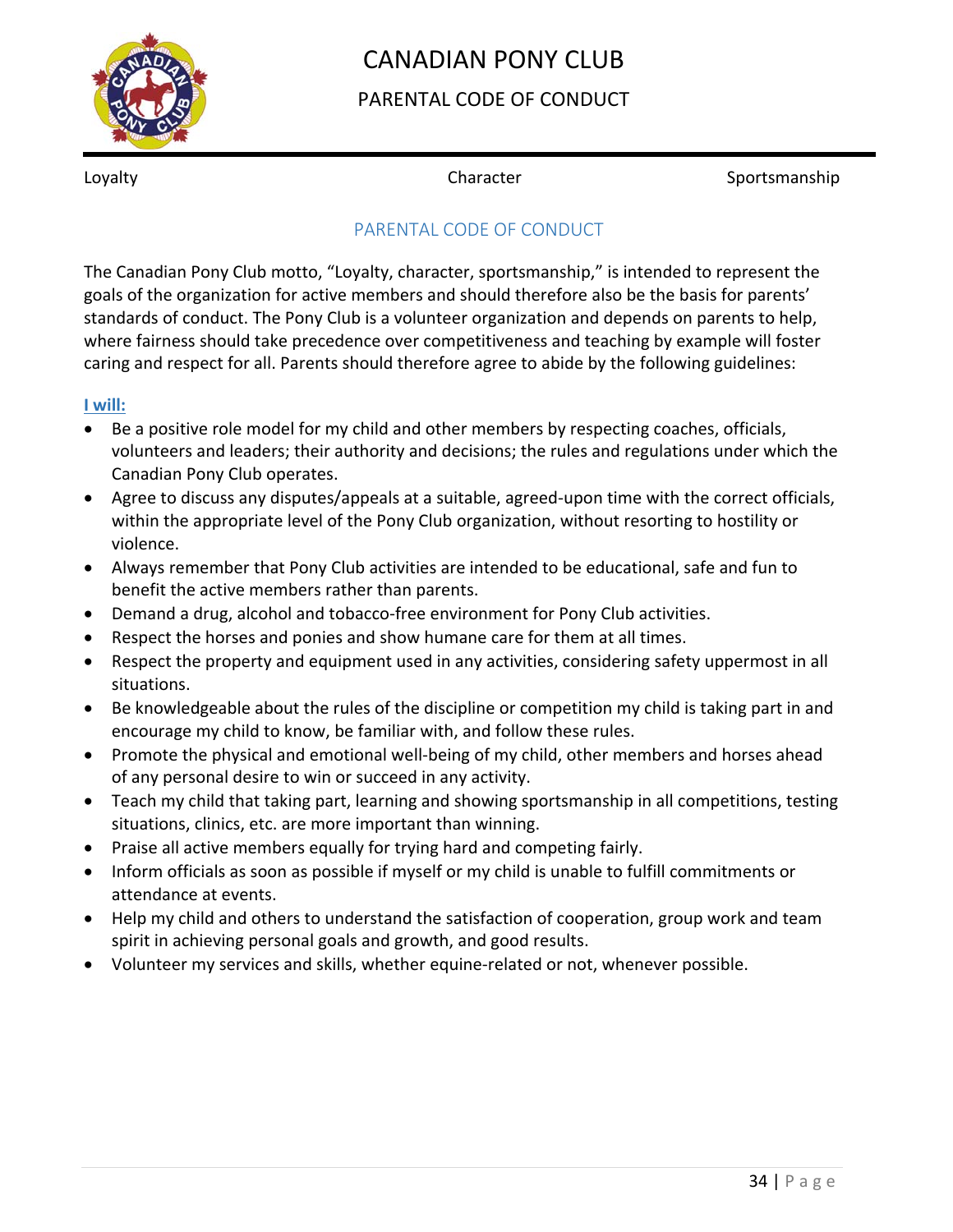# CANADIAN PONY CLUB

## PARENTAL CODE OF CONDUCT

Loyalty Character Sportsmanship

## PARENTAL CODE OF CONDUCT

The Canadian Pony Club motto, "Loyalty, character, sportsmanship," is intended to represent the goals of the organization for active members and should therefore also be the basis for parents' standards of conduct. The Pony Club is a volunteer organization and depends on parents to help, where fairness should take precedence over competitiveness and teaching by example will foster caring and respect for all. Parents should therefore agree to abide by the following guidelines:

**I will:**

- Be a positive role model for my child and other members by respecting coaches, officials, volunteers and leaders; their authority and decisions; the rules and regulations under which the Canadian Pony Club operates.
- Agree to discuss any disputes/appeals at a suitable, agreed-upon time with the correct officials, within the appropriate level of the Pony Club organization, without resorting to hostility or violence.
- Always remember that Pony Club activities are intended to be educational, safe and fun to benefit the active members rather than parents.
- Demand a drug, alcohol and tobacco-free environment for Pony Club activities.
- Respect the horses and ponies and show humane care for them at all times.
- Respect the property and equipment used in any activities, considering safety uppermost in all situations.
- Be knowledgeable about the rules of the discipline or competition my child is taking part in and encourage my child to know, be familiar with, and follow these rules.
- Promote the physical and emotional well-being of my child, other members and horses ahead of any personal desire to win or succeed in any activity.
- Teach my child that taking part, learning and showing sportsmanship in all competitions, testing situations, clinics, etc. are more important than winning.
- Praise all active members equally for trying hard and competing fairly.
- Inform officials as soon as possible if myself or my child is unable to fulfill commitments or attendance at events.
- Help my child and others to understand the satisfaction of cooperation, group work and team spirit in achieving personal goals and growth, and good results.
- Volunteer my services and skills, whether equine-related or not, whenever possible.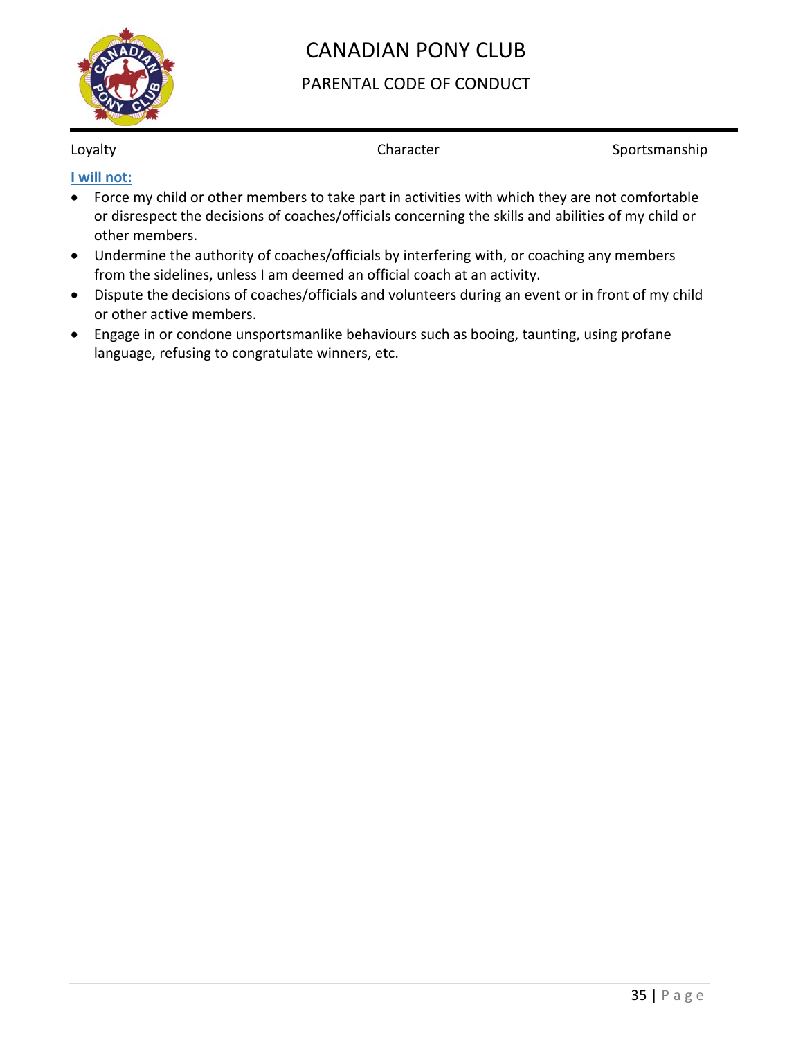# CANADIAN PONY CLUB

## PARENTAL CODE OF CONDUCT

Loyalty Character Sportsmanship

**I will not:**

- Force my child or other members to take part in activities with which they are not comfortable or disrespect the decisions of coaches/officials concerning the skills and abilities of my child or other members.
- Undermine the authority of coaches/officials by interfering with, or coaching any members from the sidelines, unless I am deemed an official coach at an activity.
- Dispute the decisions of coaches/officials and volunteers during an event or in front of my child or other active members.
- Engage in or condone unsportsmanlike behaviours such as booing, taunting, using profane language, refusing to congratulate winners, etc.